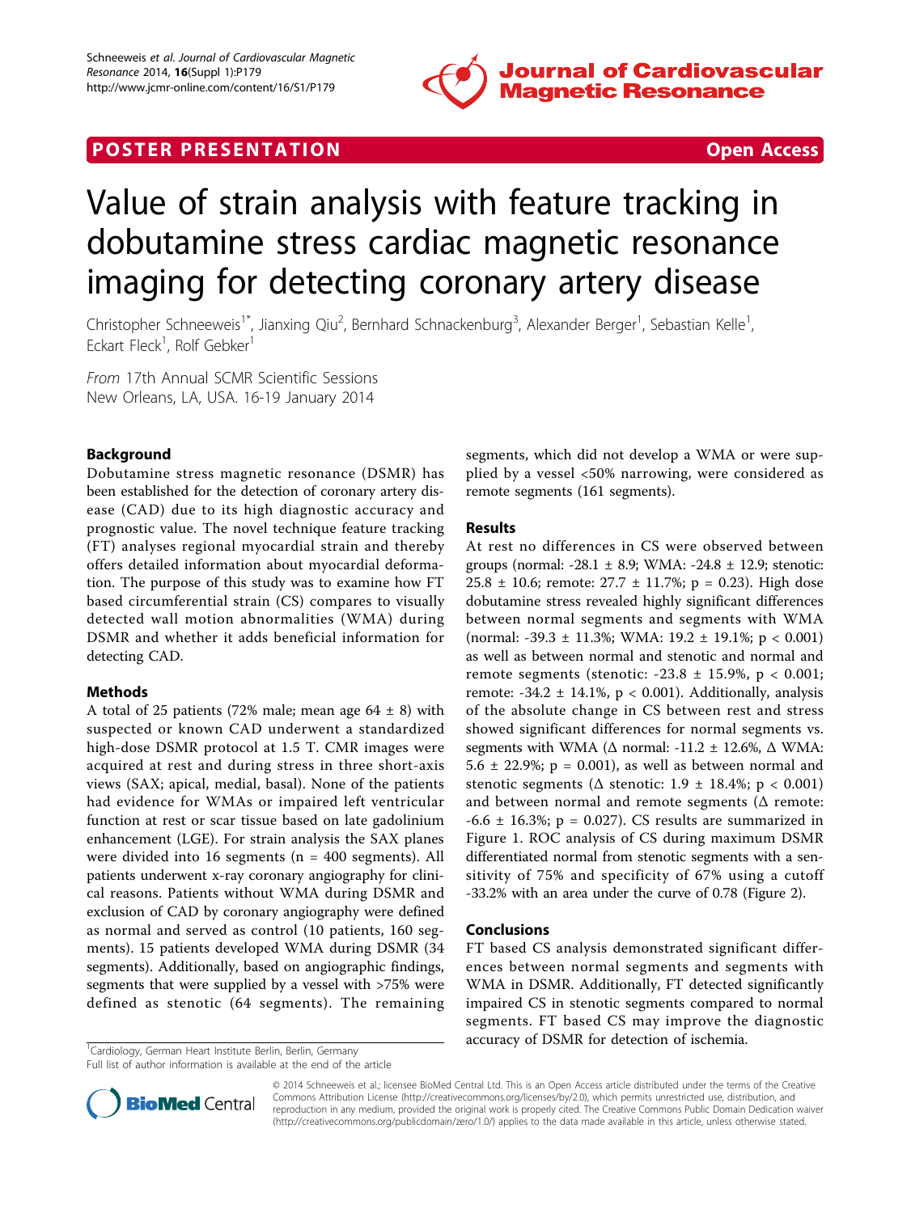POSTER PRESENTATION — Open Access

# Value of strain analysis with feature tracking in dobutamine stress cardiac magnetic resonance imaging for detecting coronary artery disease

Christopher Schneeweis[1*], Jianxing Qiu[2], Bernhard Schnackenburg[3], Alexander Berger[1], Sebastian Kelle[1], Eckart Fleck[1], Rolf Gebker[1]

*From* 17th Annual SCMR Scientific Sessions
New Orleans, LA, USA. 16-19 January 2014

## Background

Dobutamine stress magnetic resonance (DSMR) has been established for the detection of coronary artery disease (CAD) due to its high diagnostic accuracy and prognostic value. The novel technique feature tracking (FT) analyses regional myocardial strain and thereby offers detailed information about myocardial deformation. The purpose of this study was to examine how FT based circumferential strain (CS) compares to visually detected wall motion abnormalities (WMA) during DSMR and whether it adds beneficial information for detecting CAD.

## Methods

A total of 25 patients (72% male; mean age 64 ± 8) with suspected or known CAD underwent a standardized high-dose DSMR protocol at 1.5 T. CMR images were acquired at rest and during stress in three short-axis views (SAX; apical, medial, basal). None of the patients had evidence for WMAs or impaired left ventricular function at rest or scar tissue based on late gadolinium enhancement (LGE). For strain analysis the SAX planes were divided into 16 segments (n = 400 segments). All patients underwent x-ray coronary angiography for clinical reasons. Patients without WMA during DSMR and exclusion of CAD by coronary angiography were defined as normal and served as control (10 patients, 160 segments). 15 patients developed WMA during DSMR (34 segments). Additionally, based on angiographic findings, segments that were supplied by a vessel with >75% were defined as stenotic (64 segments). The remaining segments, which did not develop a WMA or were supplied by a vessel <50% narrowing, were considered as remote segments (161 segments).

## Results

At rest no differences in CS were observed between groups (normal: -28.1 ± 8.9; WMA: -24.8 ± 12.9; stenotic: 25.8 ± 10.6; remote: 27.7 ± 11.7%; $p = 0.23$). High dose dobutamine stress revealed highly significant differences between normal segments and segments with WMA (normal: -39.3 ± 11.3%; WMA: 19.2 ± 19.1%; $p < 0.001$) as well as between normal and stenotic and normal and remote segments (stenotic: -23.8 ± 15.9%, $p < 0.001$; remote: -34.2 ± 14.1%, $p < 0.001$). Additionally, analysis of the absolute change in CS between rest and stress showed significant differences for normal segments vs. segments with WMA (Δ normal: -11.2 ± 12.6%, Δ WMA: 5.6 ± 22.9%; $p = 0.001$), as well as between normal and stenotic segments (Δ stenotic: 1.9 ± 18.4%; $p < 0.001$) and between normal and remote segments (Δ remote: -6.6 ± 16.3%; $p = 0.027$). CS results are summarized in Figure 1. ROC analysis of CS during maximum DSMR differentiated normal from stenotic segments with a sensitivity of 75% and specificity of 67% using a cutoff -33.2% with an area under the curve of 0.78 (Figure 2).

## Conclusions

FT based CS analysis demonstrated significant differences between normal segments and segments with WMA in DSMR. Additionally, FT detected significantly impaired CS in stenotic segments compared to normal segments. FT based CS may improve the diagnostic accuracy of DSMR for detection of ischemia.

[1]Cardiology, German Heart Institute Berlin, Berlin, Germany
Full list of author information is available at the end of the article

© 2014 Schneeweis et al.; licensee BioMed Central Ltd. This is an Open Access article distributed under the terms of the Creative Commons Attribution License (http://creativecommons.org/licenses/by/2.0), which permits unrestricted use, distribution, and reproduction in any medium, provided the original work is properly cited. The Creative Commons Public Domain Dedication waiver (http://creativecommons.org/publicdomain/zero/1.0/) applies to the data made available in this article, unless otherwise stated.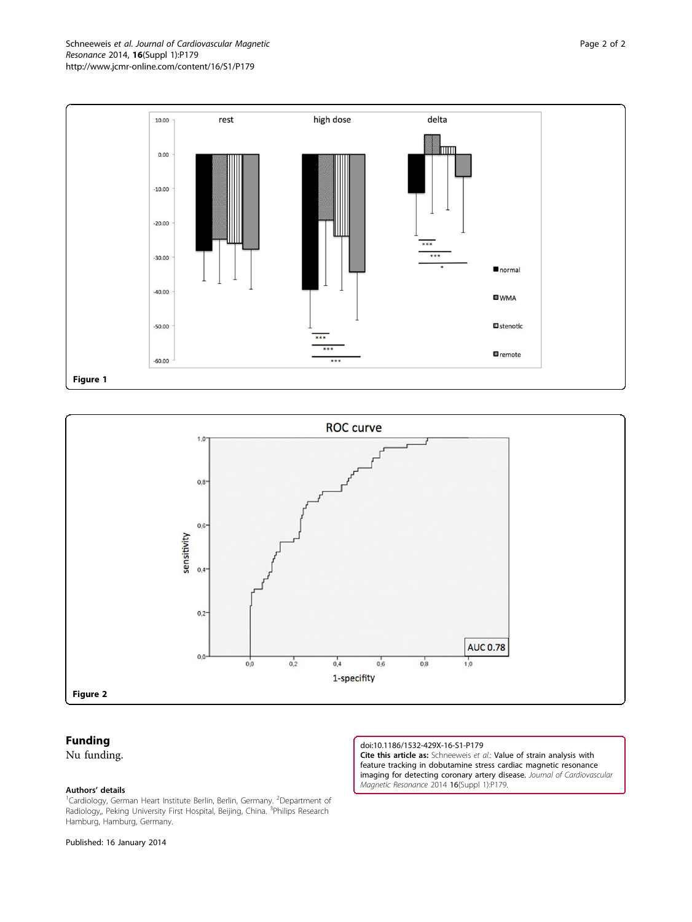rest

high dose

delta

10.00

0.00

-10.00

-20.00

-30.00

-40.00

-50.00

-60.00

***

***

***

***

***

*

normal

WMA

stenotic

remote

Figure 1

ROC curve

sensitivity

1-specifity

1,0

0,8

0,6

0,4

0,2

0,0

0,0

0,2

0,4

0,6

0,8

1,0

AUC 0.78

Figure 2

## Funding

Nu funding.

### Authors' details

[1]Cardiology, German Heart Institute Berlin, Berlin, Germany. [2]Department of Radiology,, Peking University First Hospital, Beijing, China. [3]Philips Research Hamburg, Hamburg, Germany.

Published: 16 January 2014

doi:10.1186/1532-429X-16-S1-P179

**Cite this article as:** Schneeweis *et al.*: Value of strain analysis with feature tracking in dobutamine stress cardiac magnetic resonance imaging for detecting coronary artery disease. *Journal of Cardiovascular Magnetic Resonance* 2014 **16**(Suppl 1):P179.